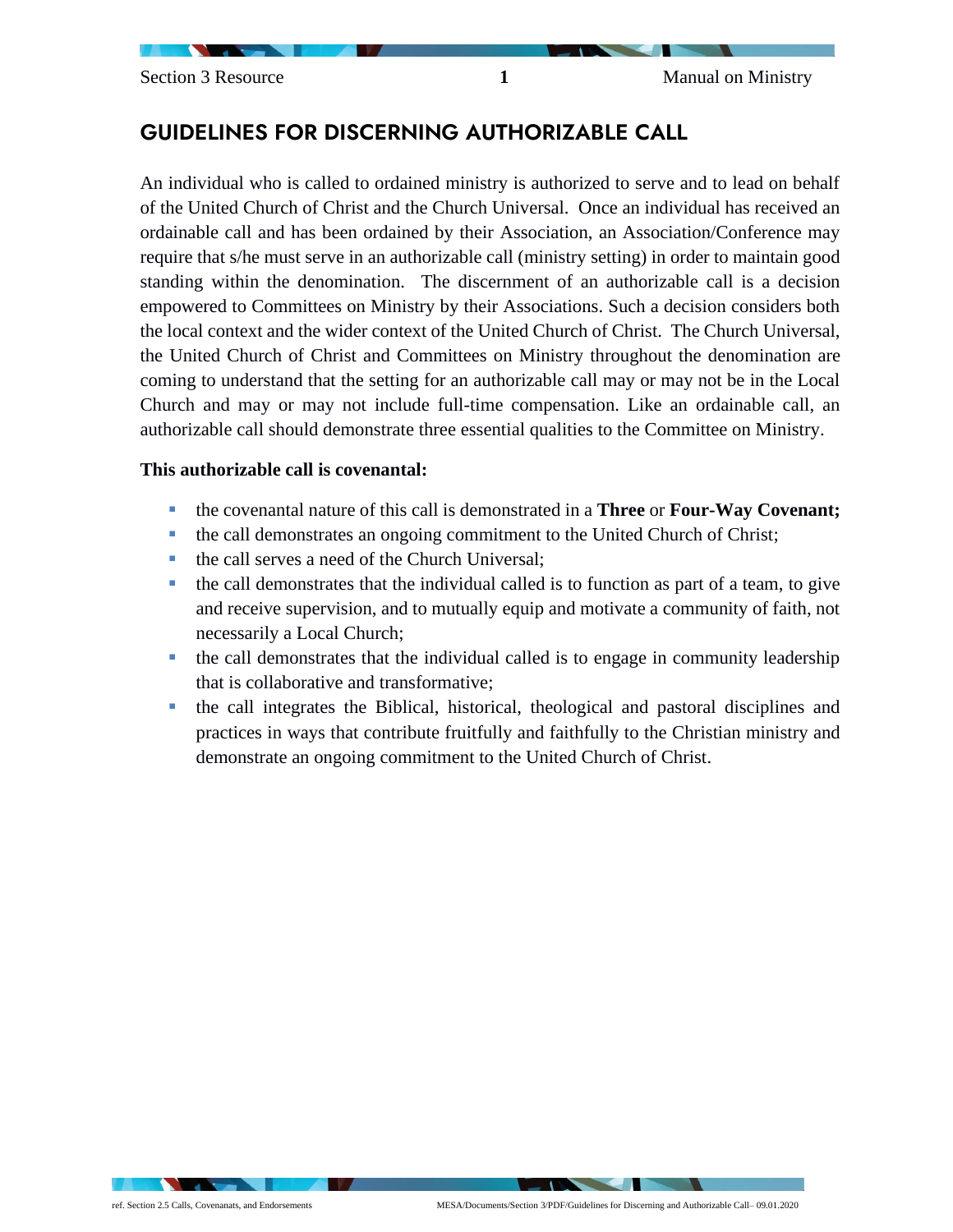## GUIDELINES FOR DISCERNING AUTHORIZABLE CALL

An individual who is called to ordained ministry is authorized to serve and to lead on behalf of the United Church of Christ and the Church Universal. Once an individual has received an ordainable call and has been ordained by their Association, an Association/Conference may require that s/he must serve in an authorizable call (ministry setting) in order to maintain good standing within the denomination. The discernment of an authorizable call is a decision empowered to Committees on Ministry by their Associations. Such a decision considers both the local context and the wider context of the United Church of Christ. The Church Universal, the United Church of Christ and Committees on Ministry throughout the denomination are coming to understand that the setting for an authorizable call may or may not be in the Local Church and may or may not include full-time compensation. Like an ordainable call, an authorizable call should demonstrate three essential qualities to the Committee on Ministry.

**This authorizable call is covenantal:**

- the covenantal nature of this call is demonstrated in a **Three** or **Four-Way Covenant;**
- the call demonstrates an ongoing commitment to the United Church of Christ;
- the call serves a need of the Church Universal;
- the call demonstrates that the individual called is to function as part of a team, to give and receive supervision, and to mutually equip and motivate a community of faith, not necessarily a Local Church;
- the call demonstrates that the individual called is to engage in community leadership that is collaborative and transformative;
- the call integrates the Biblical, historical, theological and pastoral disciplines and practices in ways that contribute fruitfully and faithfully to the Christian ministry and demonstrate an ongoing commitment to the United Church of Christ.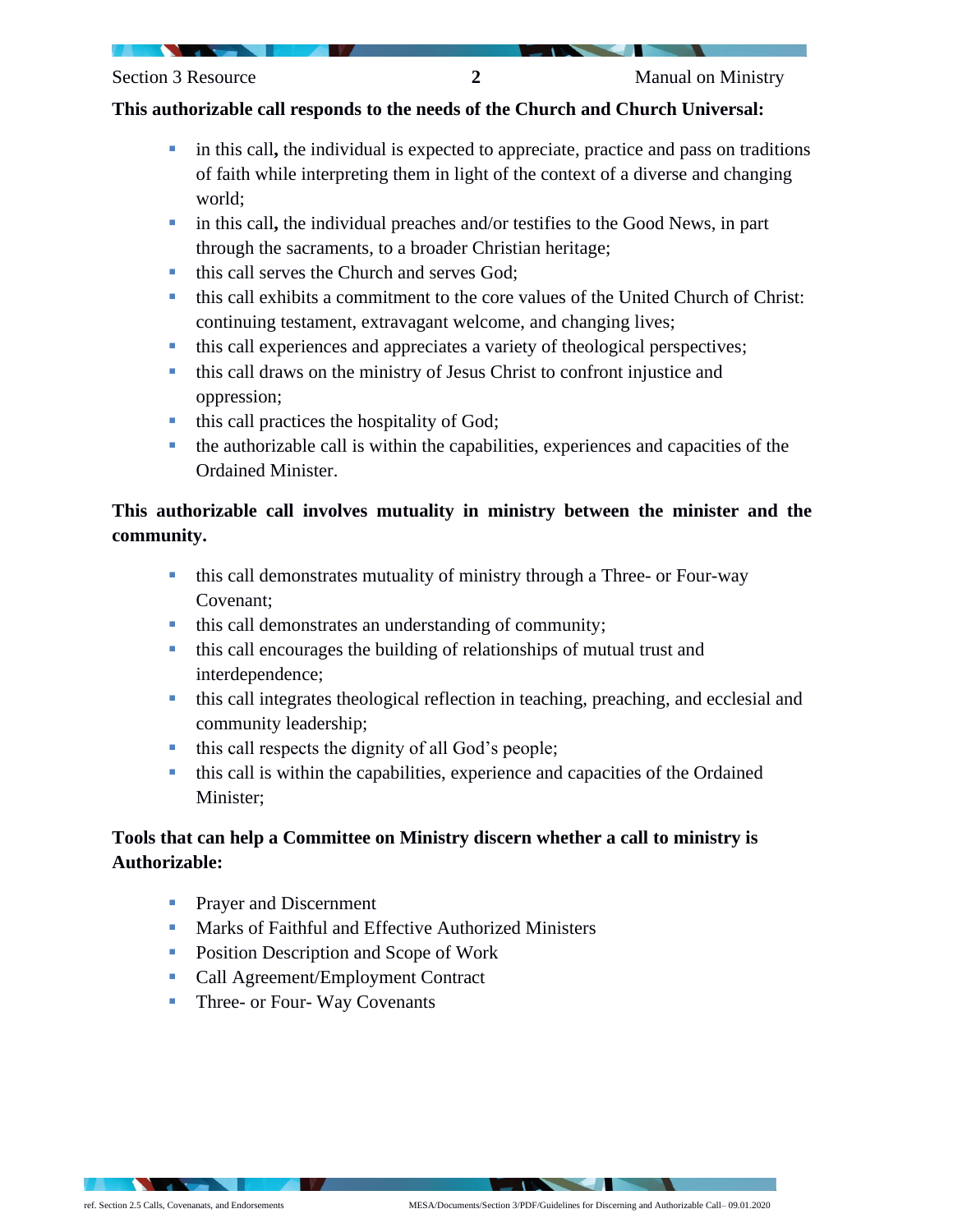**This authorizable call responds to the needs of the Church and Church Universal:**

- in this call**,** the individual is expected to appreciate, practice and pass on traditions of faith while interpreting them in light of the context of a diverse and changing world;
- in this call**,** the individual preaches and/or testifies to the Good News, in part through the sacraments, to a broader Christian heritage;
- this call serves the Church and serves God;
- this call exhibits a commitment to the core values of the United Church of Christ: continuing testament, extravagant welcome, and changing lives;
- this call experiences and appreciates a variety of theological perspectives;
- this call draws on the ministry of Jesus Christ to confront injustice and oppression;
- this call practices the hospitality of God;
- the authorizable call is within the capabilities, experiences and capacities of the Ordained Minister.

**This authorizable call involves mutuality in ministry between the minister and the community.**

- this call demonstrates mutuality of ministry through a Three- or Four-way Covenant;
- this call demonstrates an understanding of community;
- this call encourages the building of relationships of mutual trust and interdependence;
- this call integrates theological reflection in teaching, preaching, and ecclesial and community leadership;
- this call respects the dignity of all God's people;
- this call is within the capabilities, experience and capacities of the Ordained Minister;

**Tools that can help a Committee on Ministry discern whether a call to ministry is Authorizable:**

- Prayer and Discernment
- Marks of Faithful and Effective Authorized Ministers
- Position Description and Scope of Work
- Call Agreement/Employment Contract
- Three- or Four- Way Covenants